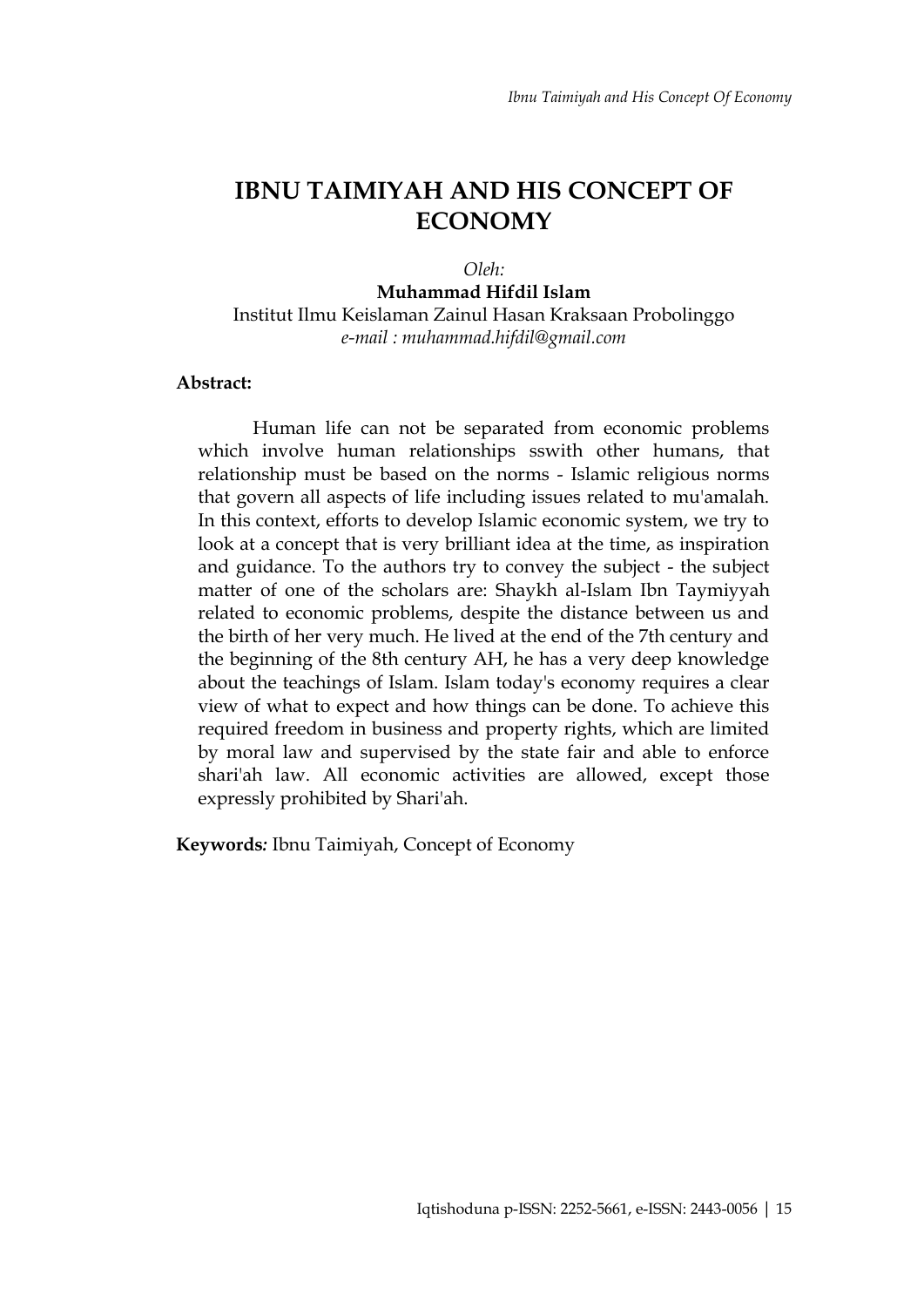# IBNU TAIMIYAH AND HIS CONCEPT OF ECONOMY

*Oleh:*

**Muhammad Hifdil Islam**

Institut Ilmu Keislaman Zainul Hasan Kraksaan Probolinggo

*e-mail : muhammad.hifdil@gmail.com*

**Abstract:**

Human life can not be separated from economic problems which involve human relationships sswith other humans, that relationship must be based on the norms - Islamic religious norms that govern all aspects of life including issues related to mu'amalah. In this context, efforts to develop Islamic economic system, we try to look at a concept that is very brilliant idea at the time, as inspiration and guidance. To the authors try to convey the subject - the subject matter of one of the scholars are: Shaykh al-Islam Ibn Taymiyyah related to economic problems, despite the distance between us and the birth of her very much. He lived at the end of the 7th century and the beginning of the 8th century AH, he has a very deep knowledge about the teachings of Islam. Islam today's economy requires a clear view of what to expect and how things can be done. To achieve this required freedom in business and property rights, which are limited by moral law and supervised by the state fair and able to enforce shari'ah law. All economic activities are allowed, except those expressly prohibited by Shari'ah.

**Keywords***:* Ibnu Taimiyah, Concept of Economy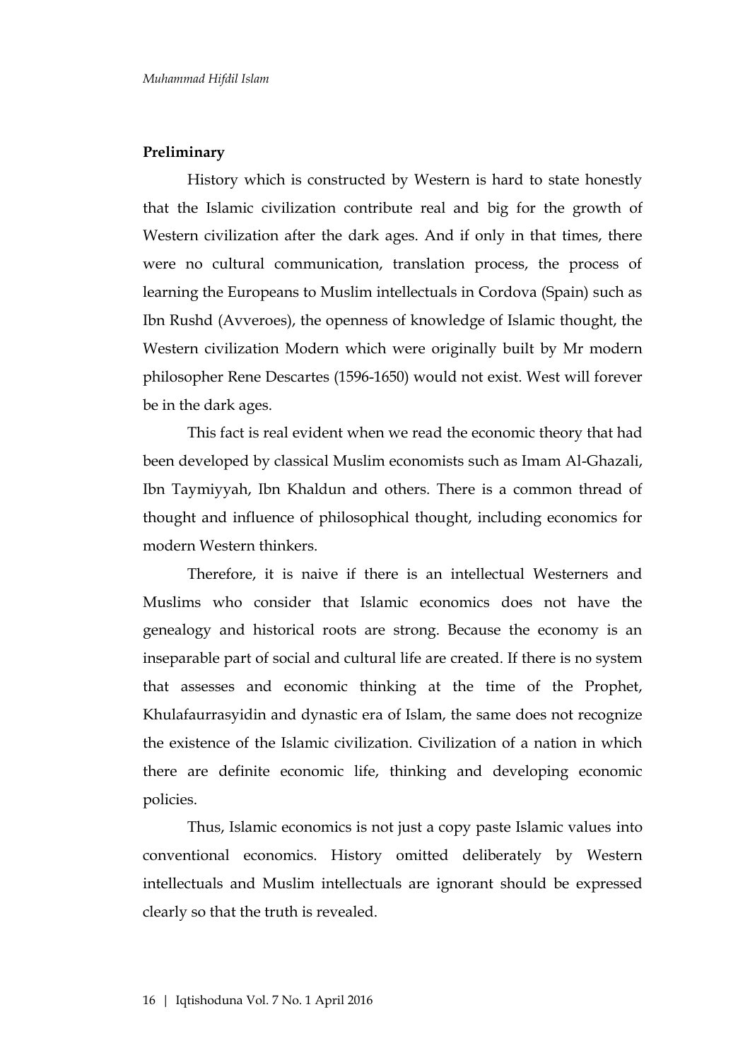## Preliminary

History which is constructed by Western is hard to state honestly that the Islamic civilization contribute real and big for the growth of Western civilization after the dark ages. And if only in that times, there were no cultural communication, translation process, the process of learning the Europeans to Muslim intellectuals in Cordova (Spain) such as Ibn Rushd (Avveroes), the openness of knowledge of Islamic thought, the Western civilization Modern which were originally built by Mr modern philosopher Rene Descartes (1596-1650) would not exist. West will forever be in the dark ages.

This fact is real evident when we read the economic theory that had been developed by classical Muslim economists such as Imam Al-Ghazali, Ibn Taymiyyah, Ibn Khaldun and others. There is a common thread of thought and influence of philosophical thought, including economics for modern Western thinkers.

Therefore, it is naive if there is an intellectual Westerners and Muslims who consider that Islamic economics does not have the genealogy and historical roots are strong. Because the economy is an inseparable part of social and cultural life are created. If there is no system that assesses and economic thinking at the time of the Prophet, Khulafaurrasyidin and dynastic era of Islam, the same does not recognize the existence of the Islamic civilization. Civilization of a nation in which there are definite economic life, thinking and developing economic policies.

Thus, Islamic economics is not just a copy paste Islamic values into conventional economics. History omitted deliberately by Western intellectuals and Muslim intellectuals are ignorant should be expressed clearly so that the truth is revealed.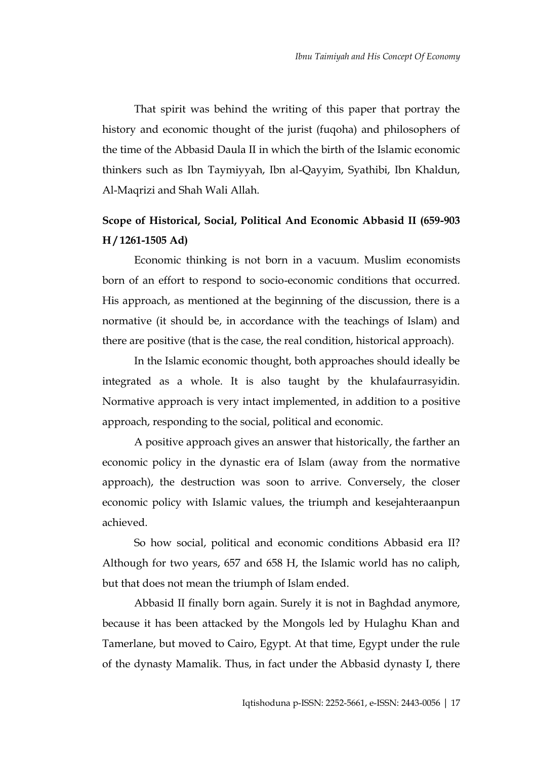That spirit was behind the writing of this paper that portray the history and economic thought of the jurist (fuqoha) and philosophers of the time of the Abbasid Daula II in which the birth of the Islamic economic thinkers such as Ibn Taymiyyah, Ibn al-Qayyim, Syathibi, Ibn Khaldun, Al-Maqrizi and Shah Wali Allah.

## Scope of Historical, Social, Political And Economic Abbasid II (659-903 H / 1261-1505 Ad)

Economic thinking is not born in a vacuum. Muslim economists born of an effort to respond to socio-economic conditions that occurred. His approach, as mentioned at the beginning of the discussion, there is a normative (it should be, in accordance with the teachings of Islam) and there are positive (that is the case, the real condition, historical approach).

In the Islamic economic thought, both approaches should ideally be integrated as a whole. It is also taught by the khulafaurrasyidin. Normative approach is very intact implemented, in addition to a positive approach, responding to the social, political and economic.

A positive approach gives an answer that historically, the farther an economic policy in the dynastic era of Islam (away from the normative approach), the destruction was soon to arrive. Conversely, the closer economic policy with Islamic values, the triumph and kesejahteraanpun achieved.

So how social, political and economic conditions Abbasid era II? Although for two years, 657 and 658 H, the Islamic world has no caliph, but that does not mean the triumph of Islam ended.

Abbasid II finally born again. Surely it is not in Baghdad anymore, because it has been attacked by the Mongols led by Hulaghu Khan and Tamerlane, but moved to Cairo, Egypt. At that time, Egypt under the rule of the dynasty Mamalik. Thus, in fact under the Abbasid dynasty I, there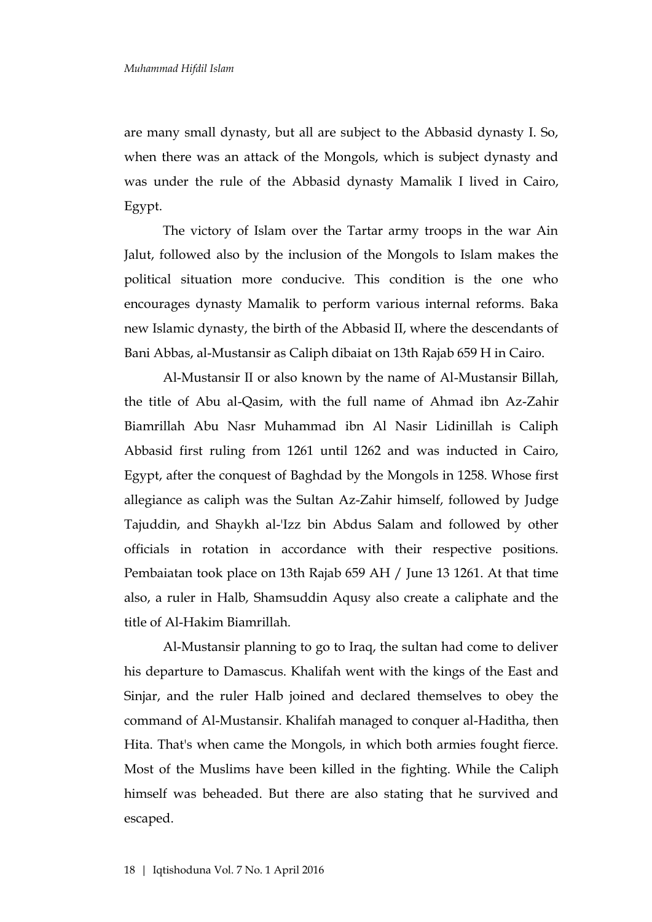are many small dynasty, but all are subject to the Abbasid dynasty I. So, when there was an attack of the Mongols, which is subject dynasty and was under the rule of the Abbasid dynasty Mamalik I lived in Cairo, Egypt.

The victory of Islam over the Tartar army troops in the war Ain Jalut, followed also by the inclusion of the Mongols to Islam makes the political situation more conducive. This condition is the one who encourages dynasty Mamalik to perform various internal reforms. Baka new Islamic dynasty, the birth of the Abbasid II, where the descendants of Bani Abbas, al-Mustansir as Caliph dibaiat on 13th Rajab 659 H in Cairo.

Al-Mustansir II or also known by the name of Al-Mustansir Billah, the title of Abu al-Qasim, with the full name of Ahmad ibn Az-Zahir Biamrillah Abu Nasr Muhammad ibn Al Nasir Lidinillah is Caliph Abbasid first ruling from 1261 until 1262 and was inducted in Cairo, Egypt, after the conquest of Baghdad by the Mongols in 1258. Whose first allegiance as caliph was the Sultan Az-Zahir himself, followed by Judge Tajuddin, and Shaykh al-'Izz bin Abdus Salam and followed by other officials in rotation in accordance with their respective positions. Pembaiatan took place on 13th Rajab 659 AH / June 13 1261. At that time also, a ruler in Halb, Shamsuddin Aqusy also create a caliphate and the title of Al-Hakim Biamrillah.

Al-Mustansir planning to go to Iraq, the sultan had come to deliver his departure to Damascus. Khalifah went with the kings of the East and Sinjar, and the ruler Halb joined and declared themselves to obey the command of Al-Mustansir. Khalifah managed to conquer al-Haditha, then Hita. That's when came the Mongols, in which both armies fought fierce. Most of the Muslims have been killed in the fighting. While the Caliph himself was beheaded. But there are also stating that he survived and escaped.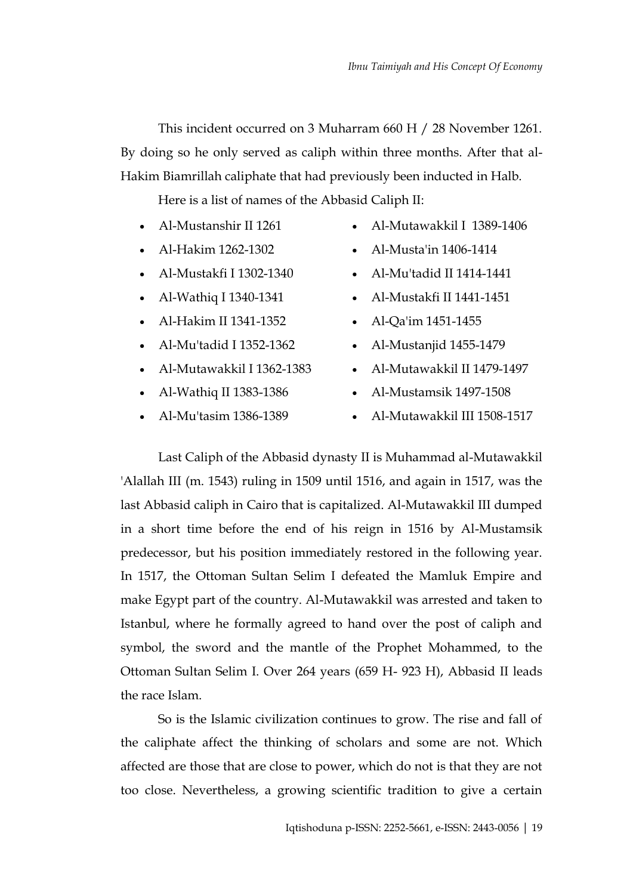This incident occurred on 3 Muharram 660 H / 28 November 1261. By doing so he only served as caliph within three months. After that al-Hakim Biamrillah caliphate that had previously been inducted in Halb.

Here is a list of names of the Abbasid Caliph II:

- Al-Mustanshir II 1261
- Al-Hakim 1262-1302
- Al-Mustakfi I 1302-1340
- Al-Wathiq I 1340-1341
- Al-Hakim II 1341-1352
- Al-Mu'tadid I 1352-1362
- Al-Mutawakkil I 1362-1383
- Al-Wathiq II 1383-1386
- Al-Mu'tasim 1386-1389
- Al-Mutawakkil I 1389-1406
- Al-Musta'in 1406-1414
- Al-Mu'tadid II 1414-1441
- Al-Mustakfi II 1441-1451
- Al-Qa'im 1451-1455
- Al-Mustanjid 1455-1479
- Al-Mutawakkil II 1479-1497
- Al-Mustamsik 1497-1508
- Al-Mutawakkil III 1508-1517

Last Caliph of the Abbasid dynasty II is Muhammad al-Mutawakkil 'Alallah III (m. 1543) ruling in 1509 until 1516, and again in 1517, was the last Abbasid caliph in Cairo that is capitalized. Al-Mutawakkil III dumped in a short time before the end of his reign in 1516 by Al-Mustamsik predecessor, but his position immediately restored in the following year. In 1517, the Ottoman Sultan Selim I defeated the Mamluk Empire and make Egypt part of the country. Al-Mutawakkil was arrested and taken to Istanbul, where he formally agreed to hand over the post of caliph and symbol, the sword and the mantle of the Prophet Mohammed, to the Ottoman Sultan Selim I. Over 264 years (659 H- 923 H), Abbasid II leads the race Islam.

So is the Islamic civilization continues to grow. The rise and fall of the caliphate affect the thinking of scholars and some are not. Which affected are those that are close to power, which do not is that they are not too close. Nevertheless, a growing scientific tradition to give a certain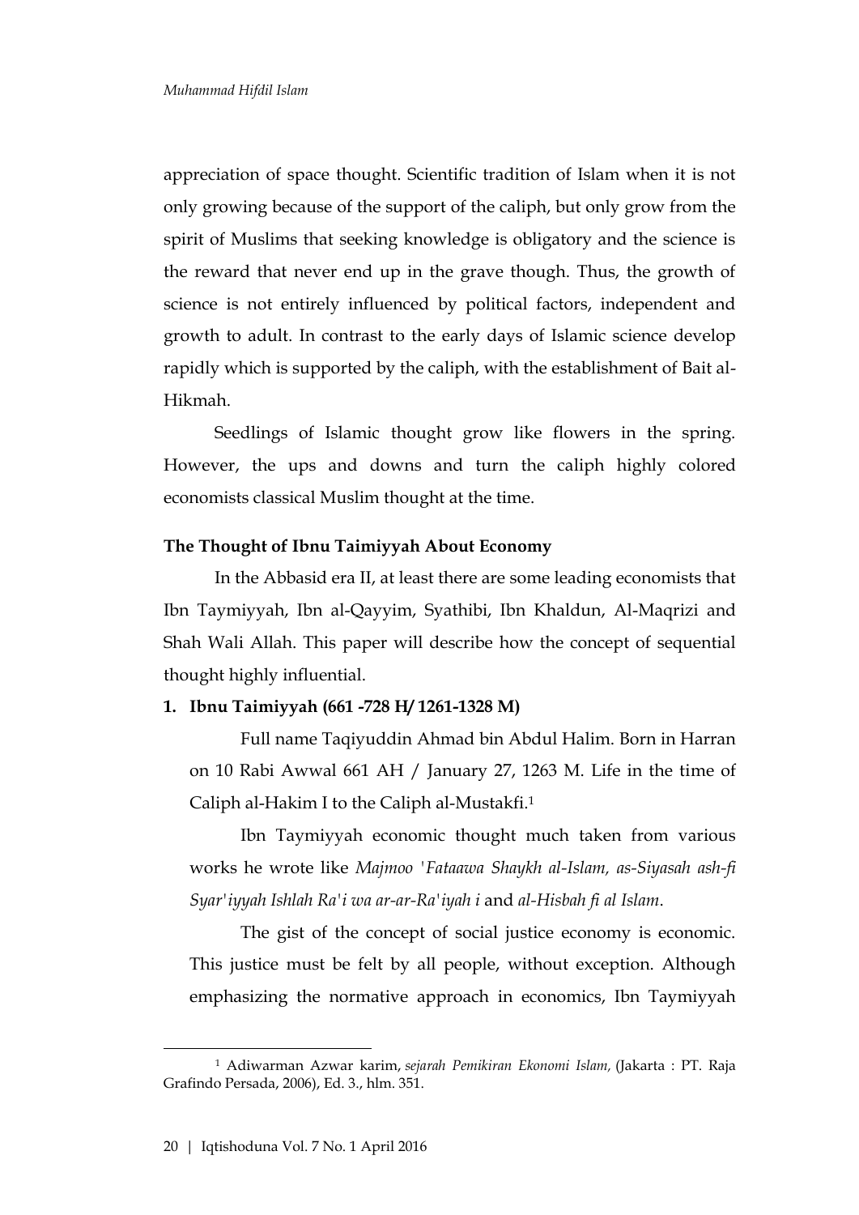appreciation of space thought. Scientific tradition of Islam when it is not only growing because of the support of the caliph, but only grow from the spirit of Muslims that seeking knowledge is obligatory and the science is the reward that never end up in the grave though. Thus, the growth of science is not entirely influenced by political factors, independent and growth to adult. In contrast to the early days of Islamic science develop rapidly which is supported by the caliph, with the establishment of Bait al-Hikmah.

Seedlings of Islamic thought grow like flowers in the spring. However, the ups and downs and turn the caliph highly colored economists classical Muslim thought at the time.

**The Thought of Ibnu Taimiyyah About Economy**

In the Abbasid era II, at least there are some leading economists that Ibn Taymiyyah, Ibn al-Qayyim, Syathibi, Ibn Khaldun, Al-Maqrizi and Shah Wali Allah. This paper will describe how the concept of sequential thought highly influential.

**1. Ibnu Taimiyyah (661 -728 H/ 1261-1328 M)**

Full name Taqiyuddin Ahmad bin Abdul Halim. Born in Harran on 10 Rabi Awwal 661 AH / January 27, 1263 M. Life in the time of Caliph al-Hakim I to the Caliph al-Mustakfi.[1]

Ibn Taymiyyah economic thought much taken from various works he wrote like *Majmoo 'Fataawa Shaykh al-Islam, as-Siyasah ash-fi Syar'iyyah Ishlah Ra'i wa ar-ar-Ra'iyah i* and *al-Hisbah fi al Islam*.

The gist of the concept of social justice economy is economic. This justice must be felt by all people, without exception. Although emphasizing the normative approach in economics, Ibn Taymiyyah

[1] Adiwarman Azwar karim, *sejarah Pemikiran Ekonomi Islam,* (Jakarta : PT. Raja Grafindo Persada, 2006), Ed. 3., hlm. 351.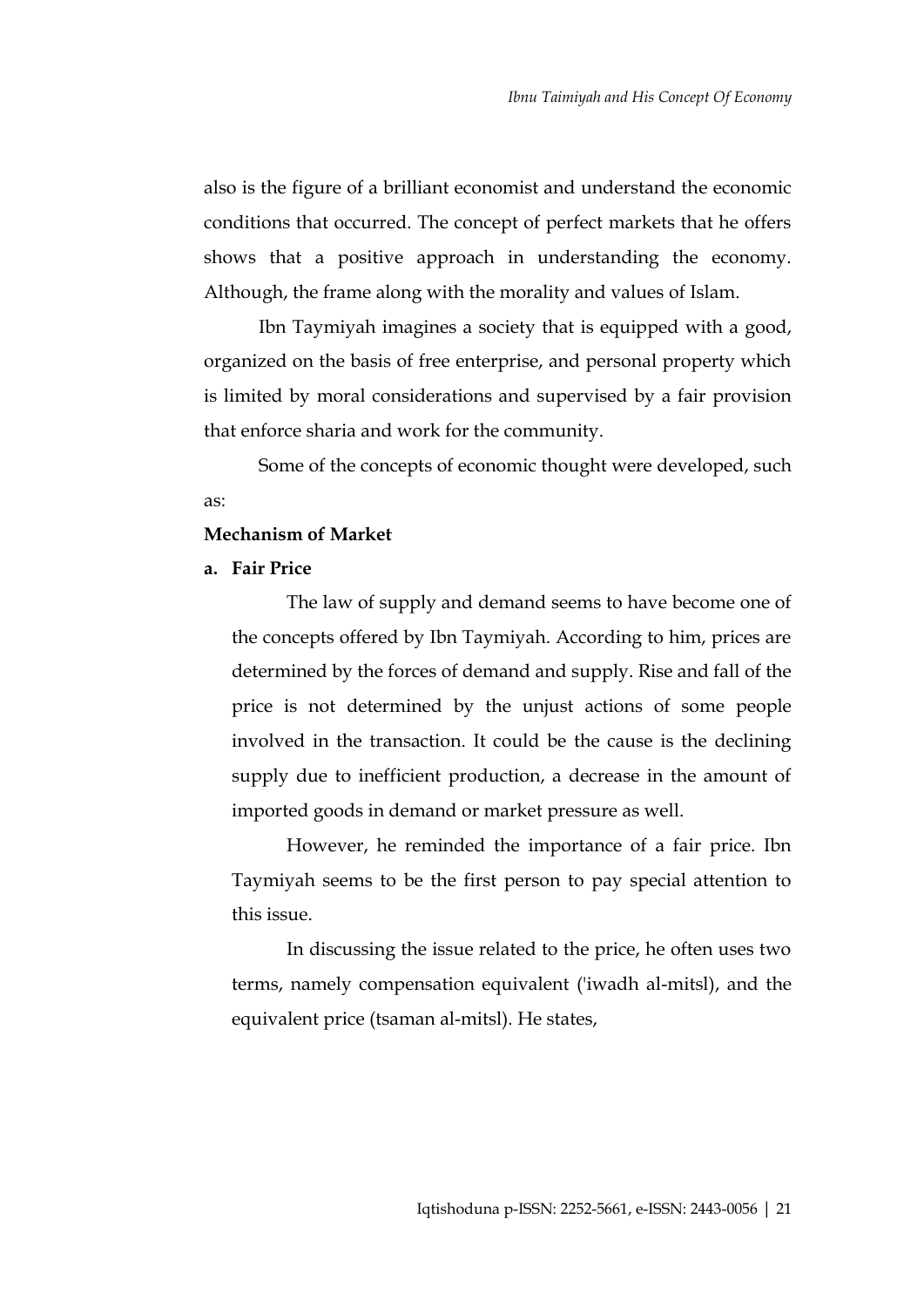also is the figure of a brilliant economist and understand the economic conditions that occurred. The concept of perfect markets that he offers shows that a positive approach in understanding the economy. Although, the frame along with the morality and values of Islam.

Ibn Taymiyah imagines a society that is equipped with a good, organized on the basis of free enterprise, and personal property which is limited by moral considerations and supervised by a fair provision that enforce sharia and work for the community.

Some of the concepts of economic thought were developed, such as:

**Mechanism of Market**

**a. Fair Price**

The law of supply and demand seems to have become one of the concepts offered by Ibn Taymiyah. According to him, prices are determined by the forces of demand and supply. Rise and fall of the price is not determined by the unjust actions of some people involved in the transaction. It could be the cause is the declining supply due to inefficient production, a decrease in the amount of imported goods in demand or market pressure as well.

However, he reminded the importance of a fair price. Ibn Taymiyah seems to be the first person to pay special attention to this issue.

In discussing the issue related to the price, he often uses two terms, namely compensation equivalent ('iwadh al-mitsl), and the equivalent price (tsaman al-mitsl). He states,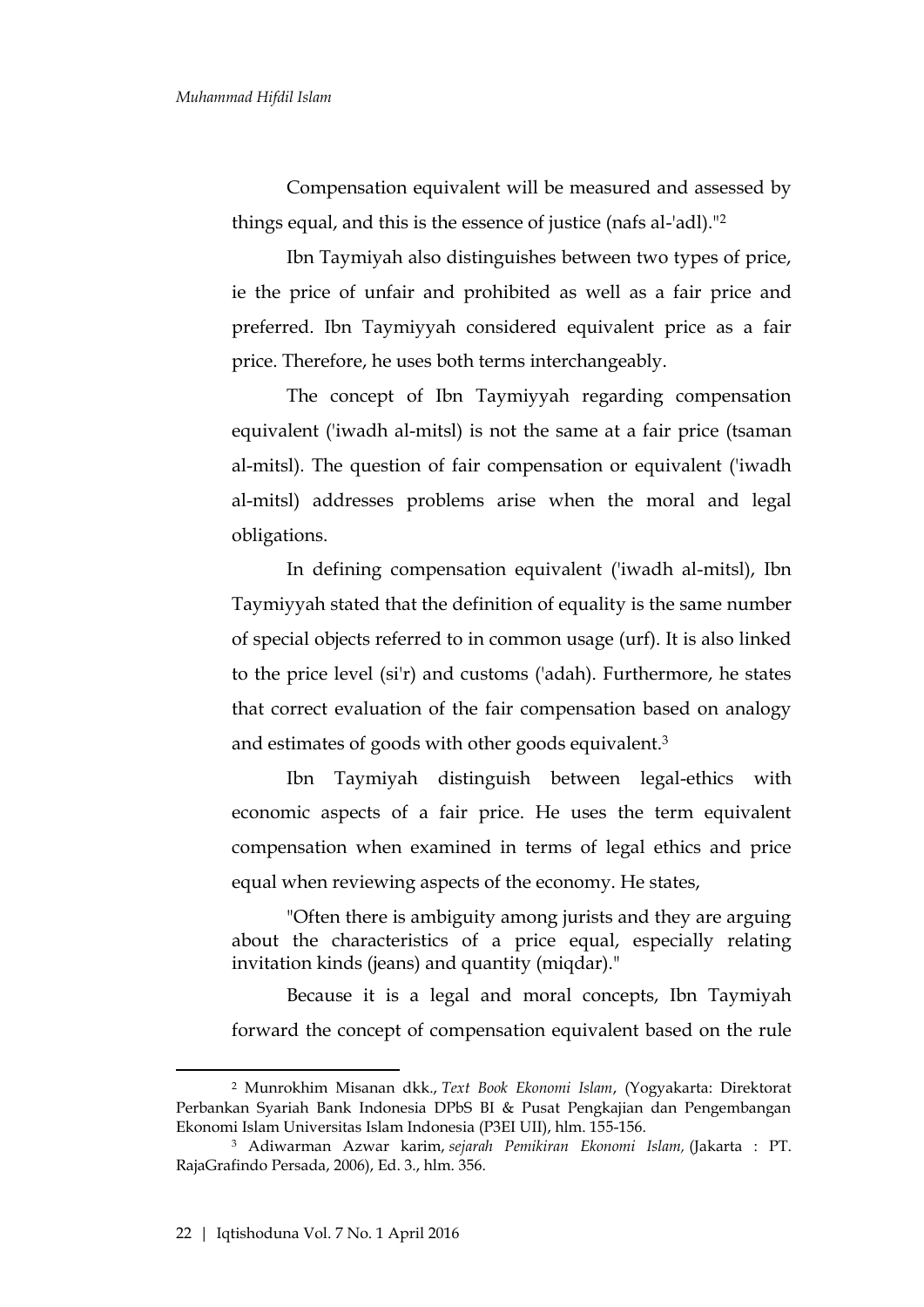Compensation equivalent will be measured and assessed by things equal, and this is the essence of justice (nafs al-'adl)."[2]

Ibn Taymiyah also distinguishes between two types of price, ie the price of unfair and prohibited as well as a fair price and preferred. Ibn Taymiyyah considered equivalent price as a fair price. Therefore, he uses both terms interchangeably.

The concept of Ibn Taymiyyah regarding compensation equivalent ('iwadh al-mitsl) is not the same at a fair price (tsaman al-mitsl). The question of fair compensation or equivalent ('iwadh al-mitsl) addresses problems arise when the moral and legal obligations.

In defining compensation equivalent ('iwadh al-mitsl), Ibn Taymiyyah stated that the definition of equality is the same number of special objects referred to in common usage (urf). It is also linked to the price level (si'r) and customs ('adah). Furthermore, he states that correct evaluation of the fair compensation based on analogy and estimates of goods with other goods equivalent.[3]

Ibn Taymiyah distinguish between legal-ethics with economic aspects of a fair price. He uses the term equivalent compensation when examined in terms of legal ethics and price equal when reviewing aspects of the economy. He states,

> "Often there is ambiguity among jurists and they are arguing about the characteristics of a price equal, especially relating invitation kinds (jeans) and quantity (miqdar)."

Because it is a legal and moral concepts, Ibn Taymiyah forward the concept of compensation equivalent based on the rule

---

[2] Munrokhim Misanan dkk., *Text Book Ekonomi Islam*, (Yogyakarta: Direktorat Perbankan Syariah Bank Indonesia DPbS BI & Pusat Pengkajian dan Pengembangan Ekonomi Islam Universitas Islam Indonesia (P3EI UII), hlm. 155-156.

[3] Adiwarman Azwar karim, *sejarah Pemikiran Ekonomi Islam,* (Jakarta : PT. RajaGrafindo Persada, 2006), Ed. 3., hlm. 356.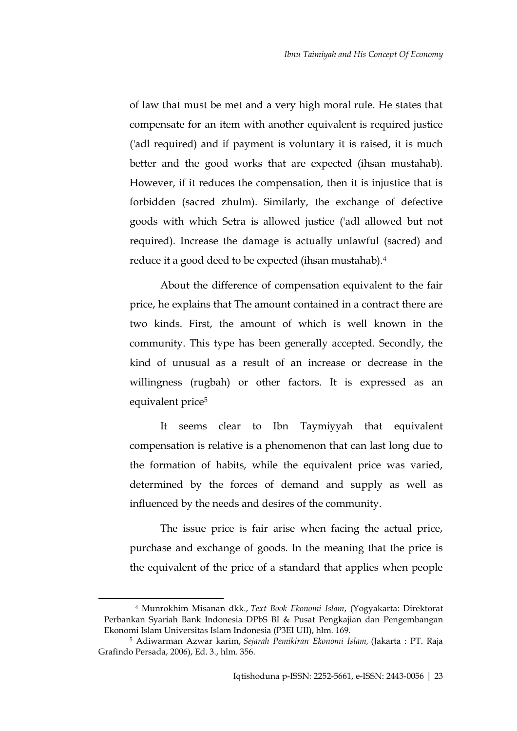of law that must be met and a very high moral rule. He states that compensate for an item with another equivalent is required justice ('adl required) and if payment is voluntary it is raised, it is much better and the good works that are expected (ihsan mustahab). However, if it reduces the compensation, then it is injustice that is forbidden (sacred zhulm). Similarly, the exchange of defective goods with which Setra is allowed justice ('adl allowed but not required). Increase the damage is actually unlawful (sacred) and reduce it a good deed to be expected (ihsan mustahab).[4]

About the difference of compensation equivalent to the fair price, he explains that The amount contained in a contract there are two kinds. First, the amount of which is well known in the community. This type has been generally accepted. Secondly, the kind of unusual as a result of an increase or decrease in the willingness (rugbah) or other factors. It is expressed as an equivalent price[5]

It seems clear to Ibn Taymiyyah that equivalent compensation is relative is a phenomenon that can last long due to the formation of habits, while the equivalent price was varied, determined by the forces of demand and supply as well as influenced by the needs and desires of the community.

The issue price is fair arise when facing the actual price, purchase and exchange of goods. In the meaning that the price is the equivalent of the price of a standard that applies when people

---

[4] Munrokhim Misanan dkk., *Text Book Ekonomi Islam*, (Yogyakarta: Direktorat Perbankan Syariah Bank Indonesia DPbS BI & Pusat Pengkajian dan Pengembangan Ekonomi Islam Universitas Islam Indonesia (P3EI UII), hlm. 169.

[5] Adiwarman Azwar karim, *Sejarah Pemikiran Ekonomi Islam,* (Jakarta : PT. Raja Grafindo Persada, 2006), Ed. 3., hlm. 356.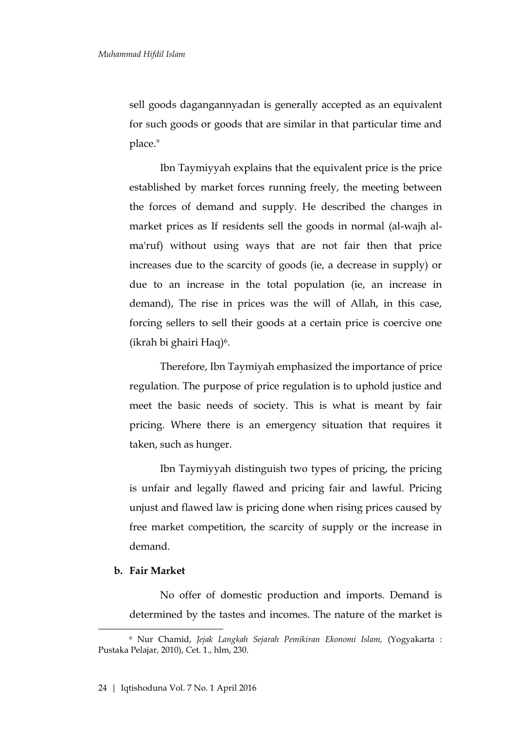sell goods dagangannyadan is generally accepted as an equivalent for such goods or goods that are similar in that particular time and place."

Ibn Taymiyyah explains that the equivalent price is the price established by market forces running freely, the meeting between the forces of demand and supply. He described the changes in market prices as If residents sell the goods in normal (al-wajh al-ma'ruf) without using ways that are not fair then that price increases due to the scarcity of goods (ie, a decrease in supply) or due to an increase in the total population (ie, an increase in demand), The rise in prices was the will of Allah, in this case, forcing sellers to sell their goods at a certain price is coercive one (ikrah bi ghairi Haq)[6].

Therefore, Ibn Taymiyah emphasized the importance of price regulation. The purpose of price regulation is to uphold justice and meet the basic needs of society. This is what is meant by fair pricing. Where there is an emergency situation that requires it taken, such as hunger.

Ibn Taymiyyah distinguish two types of pricing, the pricing is unfair and legally flawed and pricing fair and lawful. Pricing unjust and flawed law is pricing done when rising prices caused by free market competition, the scarcity of supply or the increase in demand.

**b. Fair Market**

No offer of domestic production and imports. Demand is determined by the tastes and incomes. The nature of the market is

---

[6] Nur Chamid, *Jejak Langkah Sejarah Pemikiran Ekonomi Islam,* (Yogyakarta : Pustaka Pelajar, 2010), Cet. 1., hlm, 230.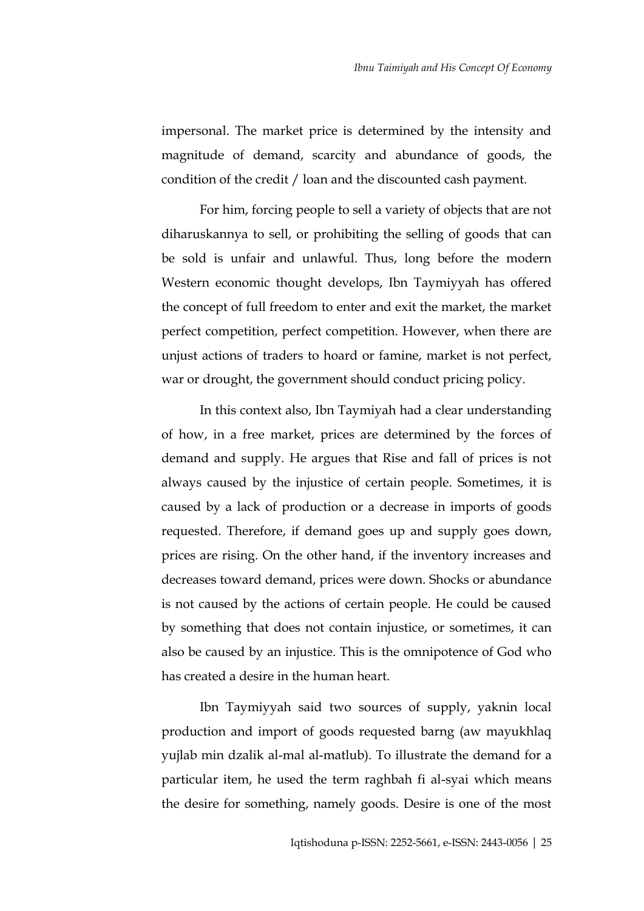impersonal. The market price is determined by the intensity and magnitude of demand, scarcity and abundance of goods, the condition of the credit / loan and the discounted cash payment.

For him, forcing people to sell a variety of objects that are not diharuskannya to sell, or prohibiting the selling of goods that can be sold is unfair and unlawful. Thus, long before the modern Western economic thought develops, Ibn Taymiyyah has offered the concept of full freedom to enter and exit the market, the market perfect competition, perfect competition. However, when there are unjust actions of traders to hoard or famine, market is not perfect, war or drought, the government should conduct pricing policy.

In this context also, Ibn Taymiyah had a clear understanding of how, in a free market, prices are determined by the forces of demand and supply. He argues that Rise and fall of prices is not always caused by the injustice of certain people. Sometimes, it is caused by a lack of production or a decrease in imports of goods requested. Therefore, if demand goes up and supply goes down, prices are rising. On the other hand, if the inventory increases and decreases toward demand, prices were down. Shocks or abundance is not caused by the actions of certain people. He could be caused by something that does not contain injustice, or sometimes, it can also be caused by an injustice. This is the omnipotence of God who has created a desire in the human heart.

Ibn Taymiyyah said two sources of supply, yaknin local production and import of goods requested barng (aw mayukhlaq yujlab min dzalik al-mal al-matlub). To illustrate the demand for a particular item, he used the term raghbah fi al-syai which means the desire for something, namely goods. Desire is one of the most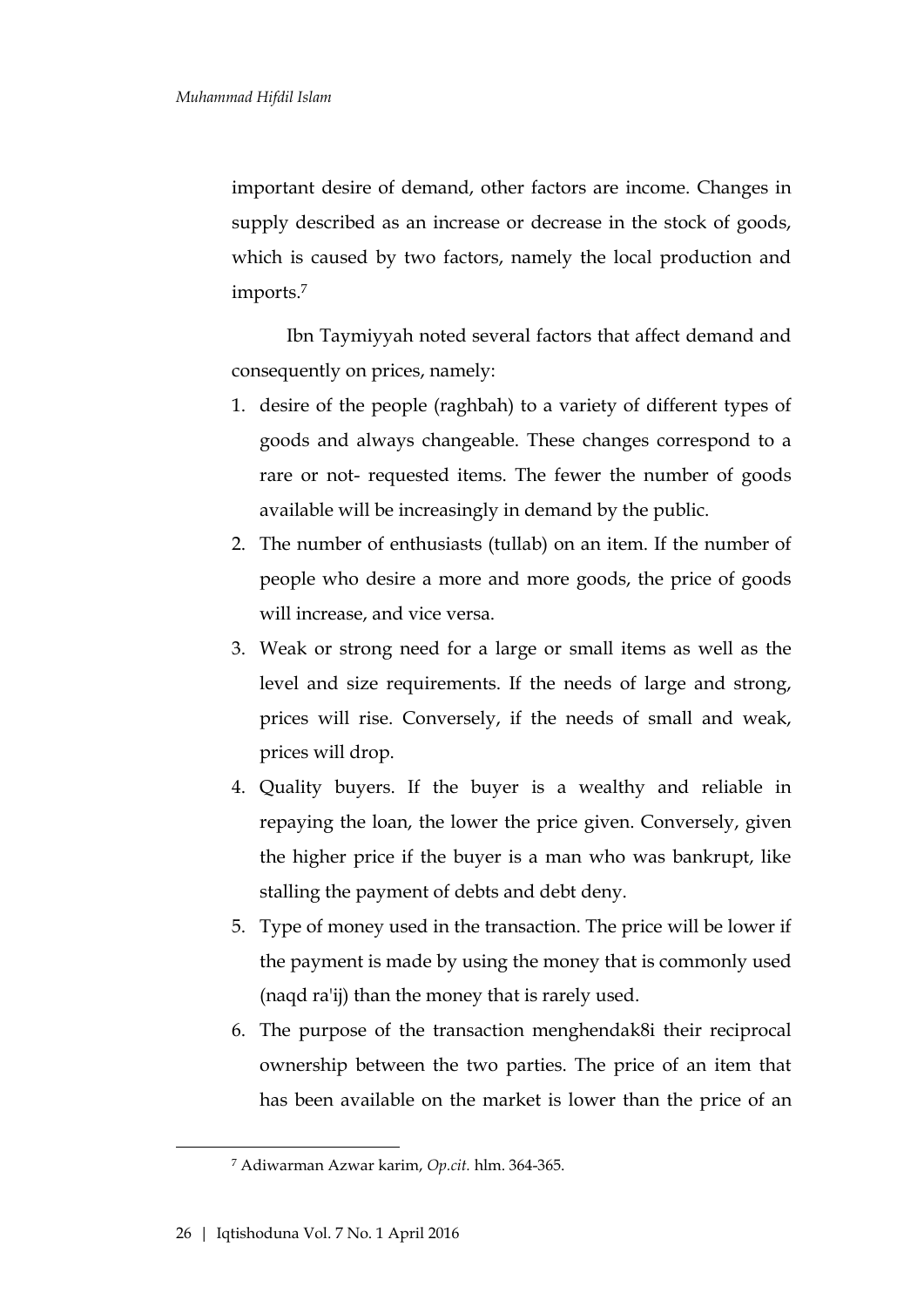important desire of demand, other factors are income. Changes in supply described as an increase or decrease in the stock of goods, which is caused by two factors, namely the local production and imports.[7]

Ibn Taymiyyah noted several factors that affect demand and consequently on prices, namely:

1. desire of the people (raghbah) to a variety of different types of goods and always changeable. These changes correspond to a rare or not- requested items. The fewer the number of goods available will be increasingly in demand by the public.
2. The number of enthusiasts (tullab) on an item. If the number of people who desire a more and more goods, the price of goods will increase, and vice versa.
3. Weak or strong need for a large or small items as well as the level and size requirements. If the needs of large and strong, prices will rise. Conversely, if the needs of small and weak, prices will drop.
4. Quality buyers. If the buyer is a wealthy and reliable in repaying the loan, the lower the price given. Conversely, given the higher price if the buyer is a man who was bankrupt, like stalling the payment of debts and debt deny.
5. Type of money used in the transaction. The price will be lower if the payment is made by using the money that is commonly used (naqd ra'ij) than the money that is rarely used.
6. The purpose of the transaction menghendak8i their reciprocal ownership between the two parties. The price of an item that has been available on the market is lower than the price of an

[7] Adiwarman Azwar karim, *Op.cit.* hlm. 364-365.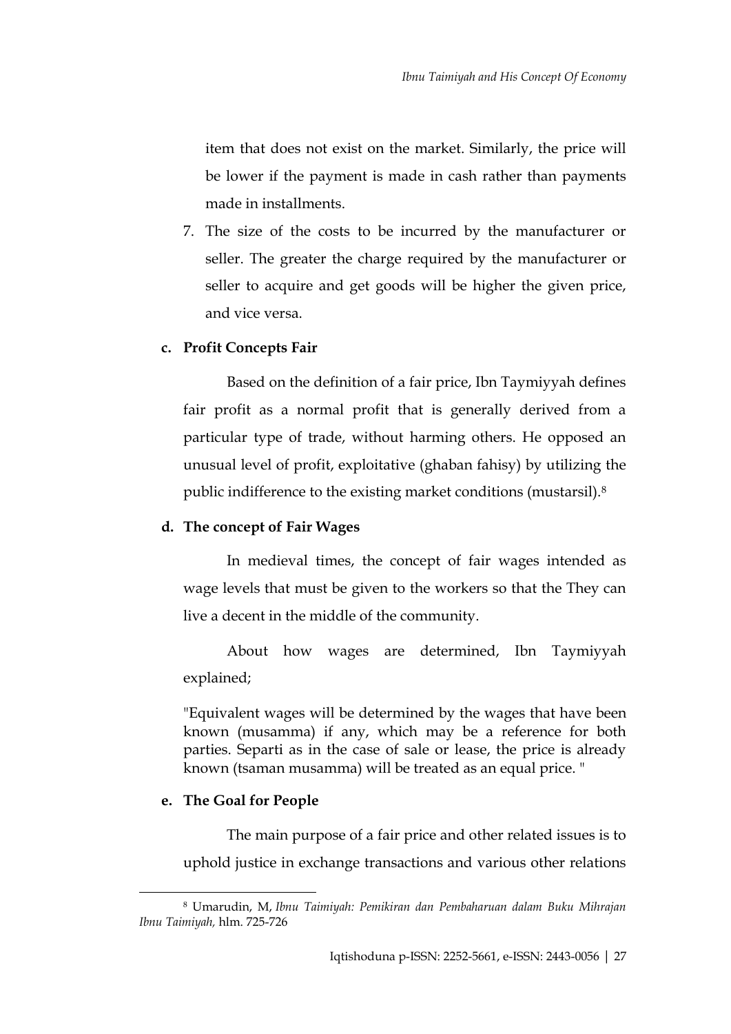item that does not exist on the market. Similarly, the price will be lower if the payment is made in cash rather than payments made in installments.

7. The size of the costs to be incurred by the manufacturer or seller. The greater the charge required by the manufacturer or seller to acquire and get goods will be higher the given price, and vice versa.

**c. Profit Concepts Fair**

Based on the definition of a fair price, Ibn Taymiyyah defines fair profit as a normal profit that is generally derived from a particular type of trade, without harming others. He opposed an unusual level of profit, exploitative (ghaban fahisy) by utilizing the public indifference to the existing market conditions (mustarsil).[8]

**d. The concept of Fair Wages**

In medieval times, the concept of fair wages intended as wage levels that must be given to the workers so that the They can live a decent in the middle of the community.

About how wages are determined, Ibn Taymiyyah explained;

"Equivalent wages will be determined by the wages that have been known (musamma) if any, which may be a reference for both parties. Separti as in the case of sale or lease, the price is already known (tsaman musamma) will be treated as an equal price. "

**e. The Goal for People**

The main purpose of a fair price and other related issues is to uphold justice in exchange transactions and various other relations

---

[8] Umarudin, M, *Ibnu Taimiyah: Pemikiran dan Pembaharuan dalam Buku Mihrajan Ibnu Taimiyah,* hlm. 725-726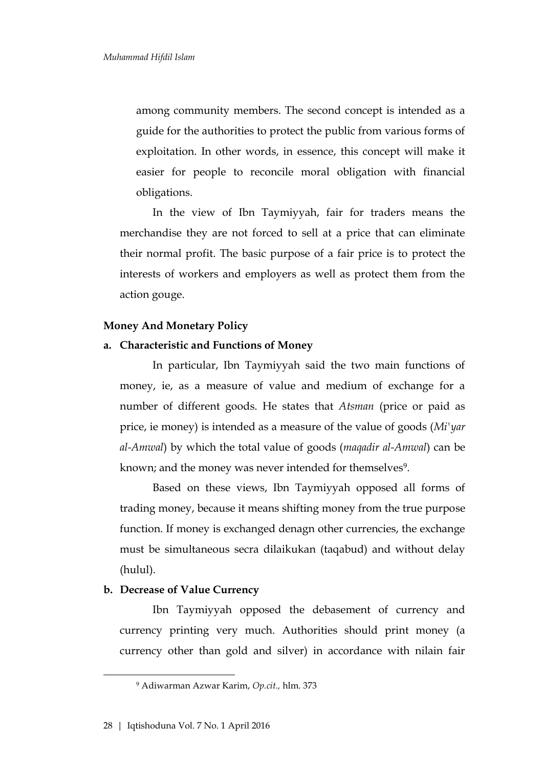among community members. The second concept is intended as a guide for the authorities to protect the public from various forms of exploitation. In other words, in essence, this concept will make it easier for people to reconcile moral obligation with financial obligations.

In the view of Ibn Taymiyyah, fair for traders means the merchandise they are not forced to sell at a price that can eliminate their normal profit. The basic purpose of a fair price is to protect the interests of workers and employers as well as protect them from the action gouge.

**Money And Monetary Policy**

**a. Characteristic and Functions of Money**

In particular, Ibn Taymiyyah said the two main functions of money, ie, as a measure of value and medium of exchange for a number of different goods. He states that *Atsman* (price or paid as price, ie money) is intended as a measure of the value of goods (*Mi'yar al-Amwal*) by which the total value of goods (*maqadir al-Amwal*) can be known; and the money was never intended for themselves[9].

Based on these views, Ibn Taymiyyah opposed all forms of trading money, because it means shifting money from the true purpose function. If money is exchanged denagn other currencies, the exchange must be simultaneous secra dilaikukan (taqabud) and without delay (hulul).

**b. Decrease of Value Currency**

Ibn Taymiyyah opposed the debasement of currency and currency printing very much. Authorities should print money (a currency other than gold and silver) in accordance with nilain fair

[9] Adiwarman Azwar Karim, *Op.cit.,* hlm. 373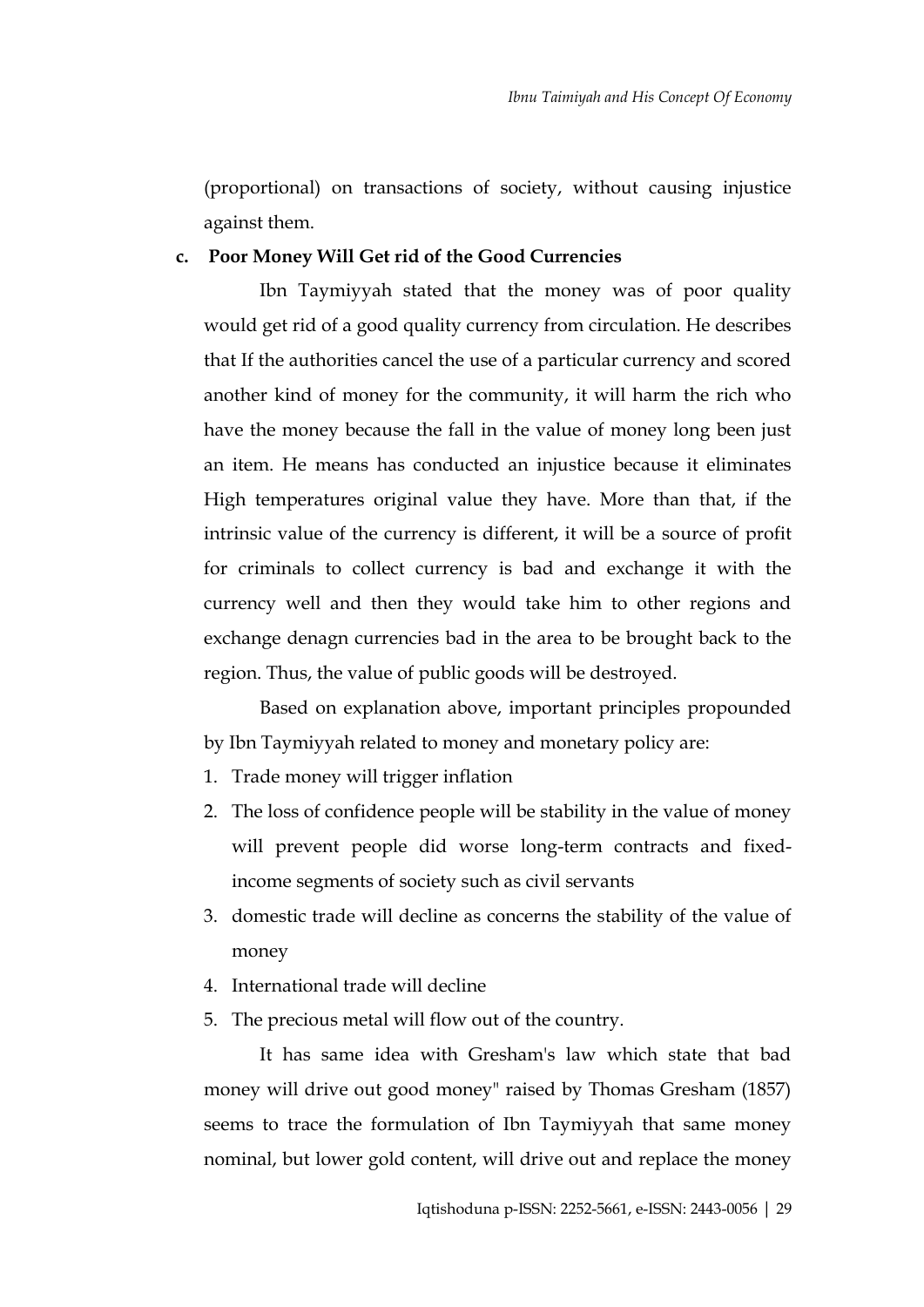(proportional) on transactions of society, without causing injustice against them.

**c. Poor Money Will Get rid of the Good Currencies**

Ibn Taymiyyah stated that the money was of poor quality would get rid of a good quality currency from circulation. He describes that If the authorities cancel the use of a particular currency and scored another kind of money for the community, it will harm the rich who have the money because the fall in the value of money long been just an item. He means has conducted an injustice because it eliminates High temperatures original value they have. More than that, if the intrinsic value of the currency is different, it will be a source of profit for criminals to collect currency is bad and exchange it with the currency well and then they would take him to other regions and exchange denagn currencies bad in the area to be brought back to the region. Thus, the value of public goods will be destroyed.

Based on explanation above, important principles propounded by Ibn Taymiyyah related to money and monetary policy are:

1. Trade money will trigger inflation
2. The loss of confidence people will be stability in the value of money will prevent people did worse long-term contracts and fixed-income segments of society such as civil servants
3. domestic trade will decline as concerns the stability of the value of money
4. International trade will decline
5. The precious metal will flow out of the country.

It has same idea with Gresham's law which state that bad money will drive out good money" raised by Thomas Gresham (1857) seems to trace the formulation of Ibn Taymiyyah that same money nominal, but lower gold content, will drive out and replace the money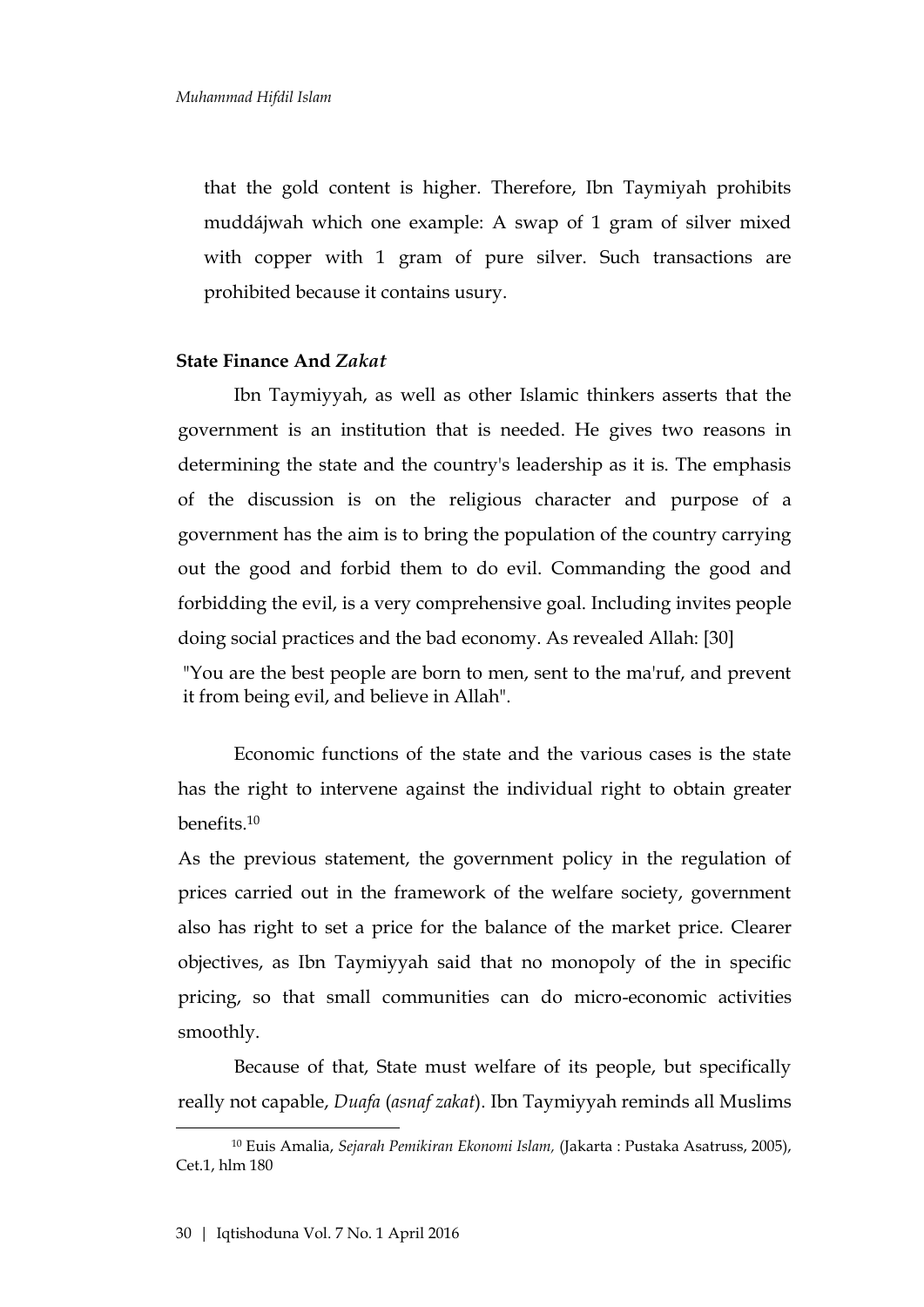that the gold content is higher. Therefore, Ibn Taymiyah prohibits muddájwah which one example: A swap of 1 gram of silver mixed with copper with 1 gram of pure silver. Such transactions are prohibited because it contains usury.

### State Finance And *Zakat*

Ibn Taymiyyah, as well as other Islamic thinkers asserts that the government is an institution that is needed. He gives two reasons in determining the state and the country's leadership as it is. The emphasis of the discussion is on the religious character and purpose of a government has the aim is to bring the population of the country carrying out the good and forbid them to do evil. Commanding the good and forbidding the evil, is a very comprehensive goal. Including invites people doing social practices and the bad economy. As revealed Allah: [30]

"You are the best people are born to men, sent to the ma'ruf, and prevent it from being evil, and believe in Allah".

Economic functions of the state and the various cases is the state has the right to intervene against the individual right to obtain greater benefits.[10]

As the previous statement, the government policy in the regulation of prices carried out in the framework of the welfare society, government also has right to set a price for the balance of the market price. Clearer objectives, as Ibn Taymiyyah said that no monopoly of the in specific pricing, so that small communities can do micro-economic activities smoothly.

Because of that, State must welfare of its people, but specifically really not capable, *Duafa* (*asnaf zakat*). Ibn Taymiyyah reminds all Muslims

---

[10] Euis Amalia, *Sejarah Pemikiran Ekonomi Islam,* (Jakarta : Pustaka Asatruss, 2005), Cet.1, hlm 180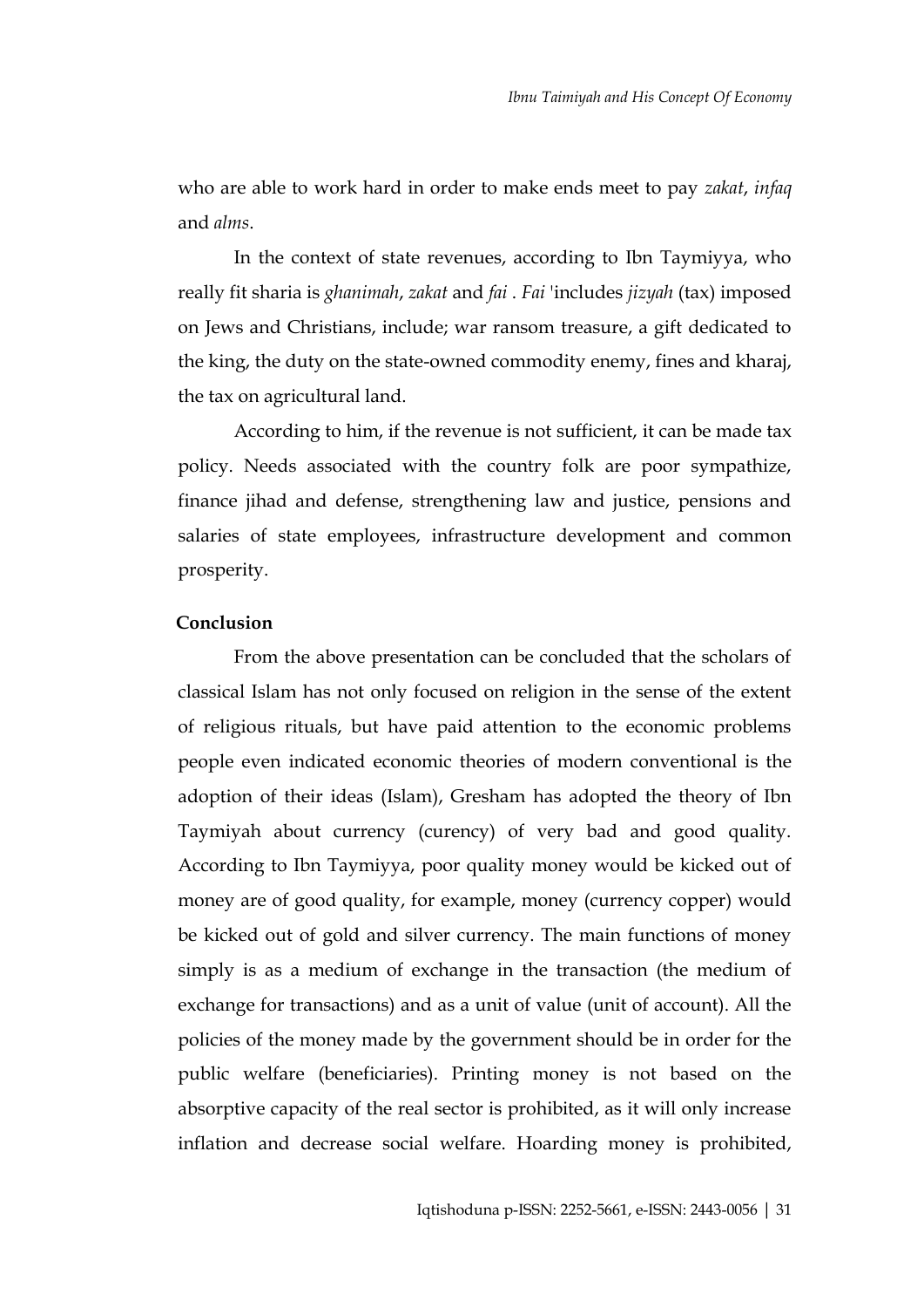who are able to work hard in order to make ends meet to pay *zakat*, *infaq* and *alms*.

In the context of state revenues, according to Ibn Taymiyya, who really fit sharia is *ghanimah*, *zakat* and *fai* . *Fai* 'includes *jizyah* (tax) imposed on Jews and Christians, include; war ransom treasure, a gift dedicated to the king, the duty on the state-owned commodity enemy, fines and kharaj, the tax on agricultural land.

According to him, if the revenue is not sufficient, it can be made tax policy. Needs associated with the country folk are poor sympathize, finance jihad and defense, strengthening law and justice, pensions and salaries of state employees, infrastructure development and common prosperity.

**Conclusion**

From the above presentation can be concluded that the scholars of classical Islam has not only focused on religion in the sense of the extent of religious rituals, but have paid attention to the economic problems people even indicated economic theories of modern conventional is the adoption of their ideas (Islam), Gresham has adopted the theory of Ibn Taymiyah about currency (curency) of very bad and good quality. According to Ibn Taymiyya, poor quality money would be kicked out of money are of good quality, for example, money (currency copper) would be kicked out of gold and silver currency. The main functions of money simply is as a medium of exchange in the transaction (the medium of exchange for transactions) and as a unit of value (unit of account). All the policies of the money made by the government should be in order for the public welfare (beneficiaries). Printing money is not based on the absorptive capacity of the real sector is prohibited, as it will only increase inflation and decrease social welfare. Hoarding money is prohibited,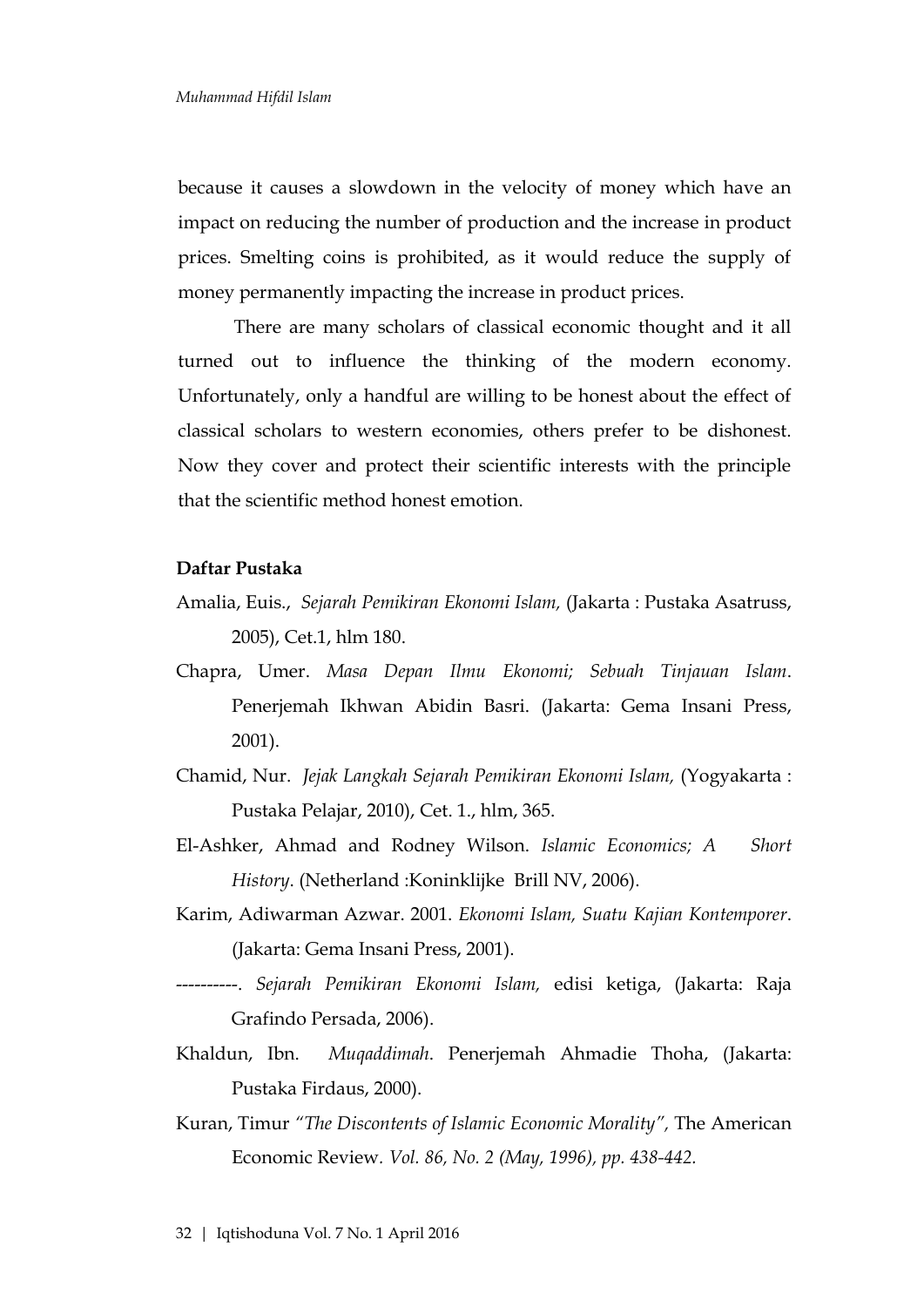because it causes a slowdown in the velocity of money which have an impact on reducing the number of production and the increase in product prices. Smelting coins is prohibited, as it would reduce the supply of money permanently impacting the increase in product prices.

There are many scholars of classical economic thought and it all turned out to influence the thinking of the modern economy. Unfortunately, only a handful are willing to be honest about the effect of classical scholars to western economies, others prefer to be dishonest. Now they cover and protect their scientific interests with the principle that the scientific method honest emotion.

**Daftar Pustaka**

Amalia, Euis., *Sejarah Pemikiran Ekonomi Islam,* (Jakarta : Pustaka Asatruss, 2005), Cet.1, hlm 180.

Chapra, Umer. *Masa Depan Ilmu Ekonomi; Sebuah Tinjauan Islam*. Penerjemah Ikhwan Abidin Basri. (Jakarta: Gema Insani Press, 2001).

Chamid, Nur. *Jejak Langkah Sejarah Pemikiran Ekonomi Islam,* (Yogyakarta : Pustaka Pelajar, 2010), Cet. 1., hlm, 365.

El-Ashker, Ahmad and Rodney Wilson. *Islamic Economics; A Short History*. (Netherland :Koninklijke Brill NV, 2006).

Karim, Adiwarman Azwar. 2001. *Ekonomi Islam, Suatu Kajian Kontemporer*. (Jakarta: Gema Insani Press, 2001).

----------. *Sejarah Pemikiran Ekonomi Islam,* edisi ketiga, (Jakarta: Raja Grafindo Persada, 2006).

Khaldun, Ibn. *Muqaddimah*. Penerjemah Ahmadie Thoha, (Jakarta: Pustaka Firdaus, 2000).

Kuran, Timur *"The Discontents of Islamic Economic Morality",* The American Economic Review*. Vol. 86, No. 2 (May, 1996), pp. 438-442.*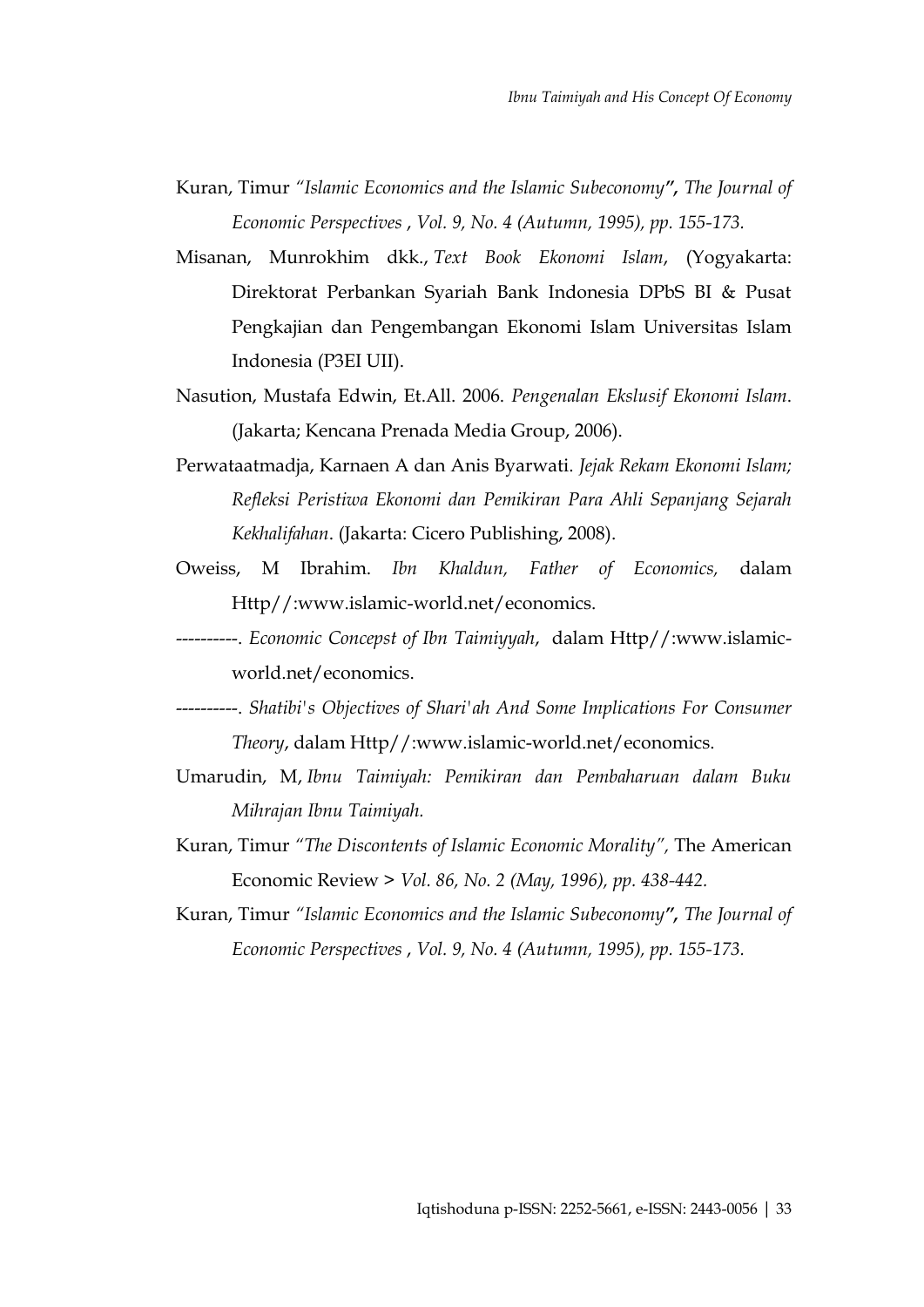Kuran, Timur *"Islamic Economics and the Islamic Subeconomy"*, *The Journal of Economic Perspectives* , *Vol. 9, No. 4 (Autumn, 1995), pp. 155-173.*

Misanan, Munrokhim dkk., *Text Book Ekonomi Islam*, (Yogyakarta: Direktorat Perbankan Syariah Bank Indonesia DPbS BI & Pusat Pengkajian dan Pengembangan Ekonomi Islam Universitas Islam Indonesia (P3EI UII).

Nasution, Mustafa Edwin, Et.All. 2006. *Pengenalan Ekslusif Ekonomi Islam*. (Jakarta; Kencana Prenada Media Group, 2006).

Perwataatmadja, Karnaen A dan Anis Byarwati. *Jejak Rekam Ekonomi Islam; Refleksi Peristiwa Ekonomi dan Pemikiran Para Ahli Sepanjang Sejarah Kekhalifahan*. (Jakarta: Cicero Publishing, 2008).

Oweiss, M Ibrahim. *Ibn Khaldun, Father of Economics,* dalam Http//:www.islamic-world.net/economics.

----------. *Economic Concepst of Ibn Taimiyyah*, dalam Http//:www.islamic-world.net/economics.

----------. *Shatibi's Objectives of Shari'ah And Some Implications For Consumer Theory*, dalam Http//:www.islamic-world.net/economics.

Umarudin, M, *Ibnu Taimiyah: Pemikiran dan Pembaharuan dalam Buku Mihrajan Ibnu Taimiyah.*

Kuran, Timur *"The Discontents of Islamic Economic Morality",* The American Economic Review > *Vol. 86, No. 2 (May, 1996), pp. 438-442.*

Kuran, Timur *"Islamic Economics and the Islamic Subeconomy"*, *The Journal of Economic Perspectives* , *Vol. 9, No. 4 (Autumn, 1995), pp. 155-173.*